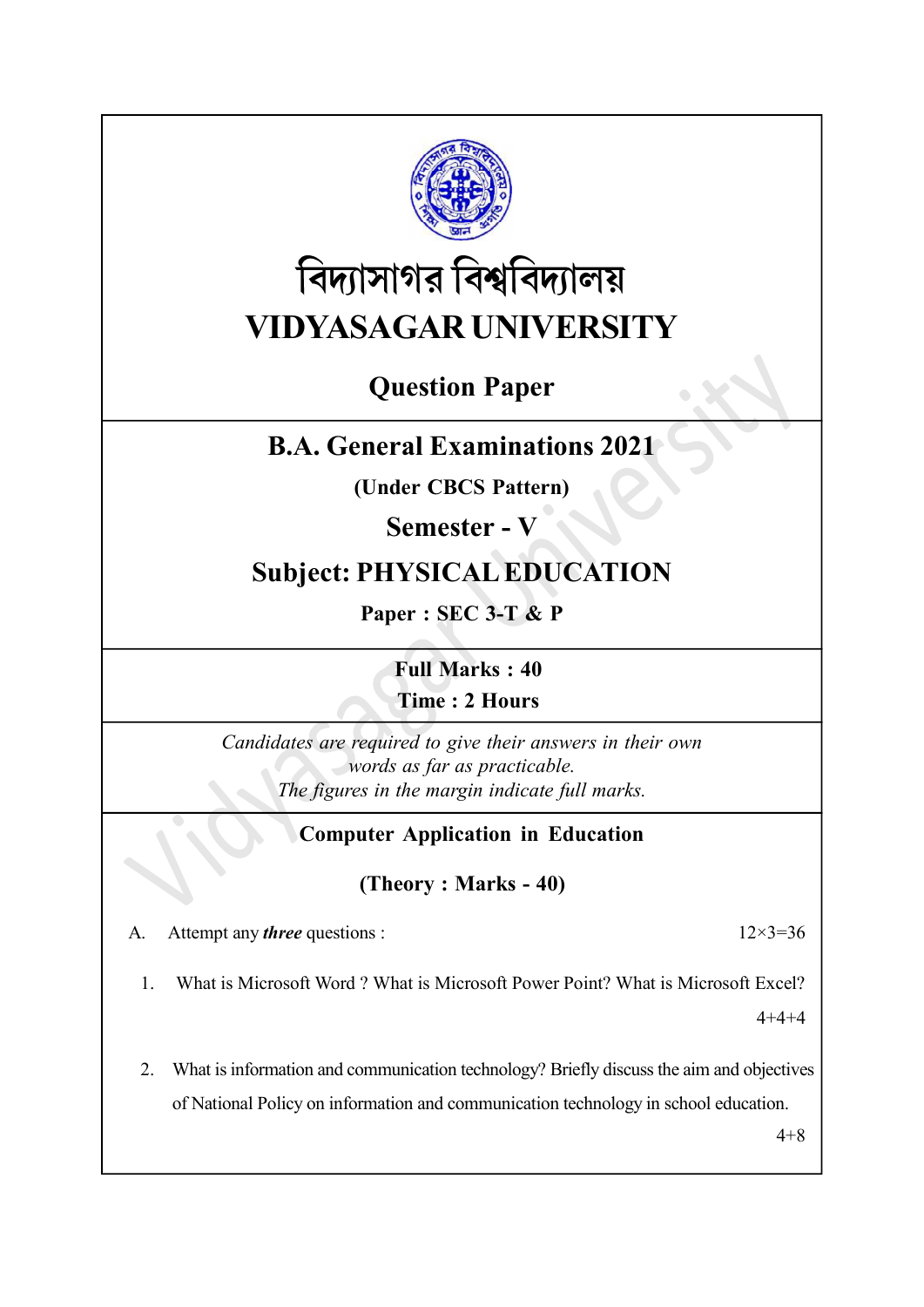# বিদ্যাসাগর বিশ্ববিদ্যালয়

# VIDYASAGAR UNIVERSITY

## Question Paper

## B.A. General Examinations 2021

**(Under CBCS Pattern)**

## Semester - V

## Subject: PHYSICAL EDUCATION

**Paper : SEC 3-T & P**

**Full Marks : 40**

**Time : 2 Hours**

*Candidates are required to give their answers in their own words as far as practicable.*
*The figures in the margin indicate full marks.*

### Computer Application in Education

**(Theory : Marks - 40)**

A. Attempt any ***three*** questions : 12×3=36

1. What is Microsoft Word ? What is Microsoft Power Point? What is Microsoft Excel?
   4+4+4

2. What is information and communication technology? Briefly discuss the aim and objectives of National Policy on information and communication technology in school education.
   4+8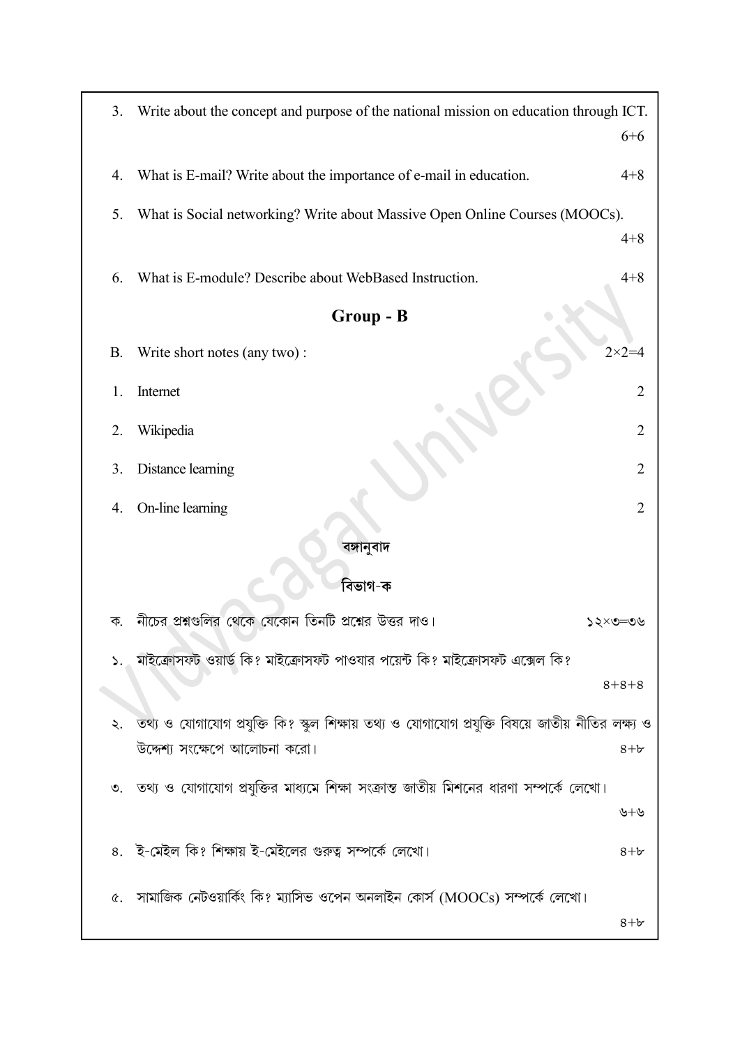3. Write about the concept and purpose of the national mission on education through ICT. 6+6

4. What is E-mail? Write about the importance of e-mail in education. 4+8

5. What is Social networking? Write about Massive Open Online Courses (MOOCs). 4+8

6. What is E-module? Describe about WebBased Instruction. 4+8

## Group - B

B. Write short notes (any two) : 2×2=4

1. Internet 2

2. Wikipedia 2

3. Distance learning 2

4. On-line learning 2

## বঙ্গানুবাদ

### বিভাগ-ক

ক. নীচের প্রশ্নগুলির থেকে যেকোন তিনটি প্রশ্নের উত্তর দাও। ১২×৩=৩৬

১. মাইক্রোসফট ওয়ার্ড কি? মাইক্রোসফট পাওয়ার পয়েন্ট কি? মাইক্রোসফট এক্সেল কি? ৪+৪+৪

২. তথ্য ও যোগাযোগ প্রযুক্তি কি? স্কুল শিক্ষায় তথ্য ও যোগাযোগ প্রযুক্তি বিষয়ে জাতীয় নীতির লক্ষ্য ও উদ্দেশ্য সংক্ষেপে আলোচনা করো। ৪+৮

৩. তথ্য ও যোগাযোগ প্রযুক্তির মাধ্যমে শিক্ষা সংক্রান্ত জাতীয় মিশনের ধারণা সম্পর্কে লেখো। ৬+৬

৪. ই-মেইল কি? শিক্ষায় ই-মেইলের গুরুত্ব সম্পর্কে লেখো। ৪+৮

৫. সামাজিক নেটওয়ার্কিং কি? ম্যাসিভ ওপেন অনলাইন কোর্স (MOOCs) সম্পর্কে লেখো। ৪+৮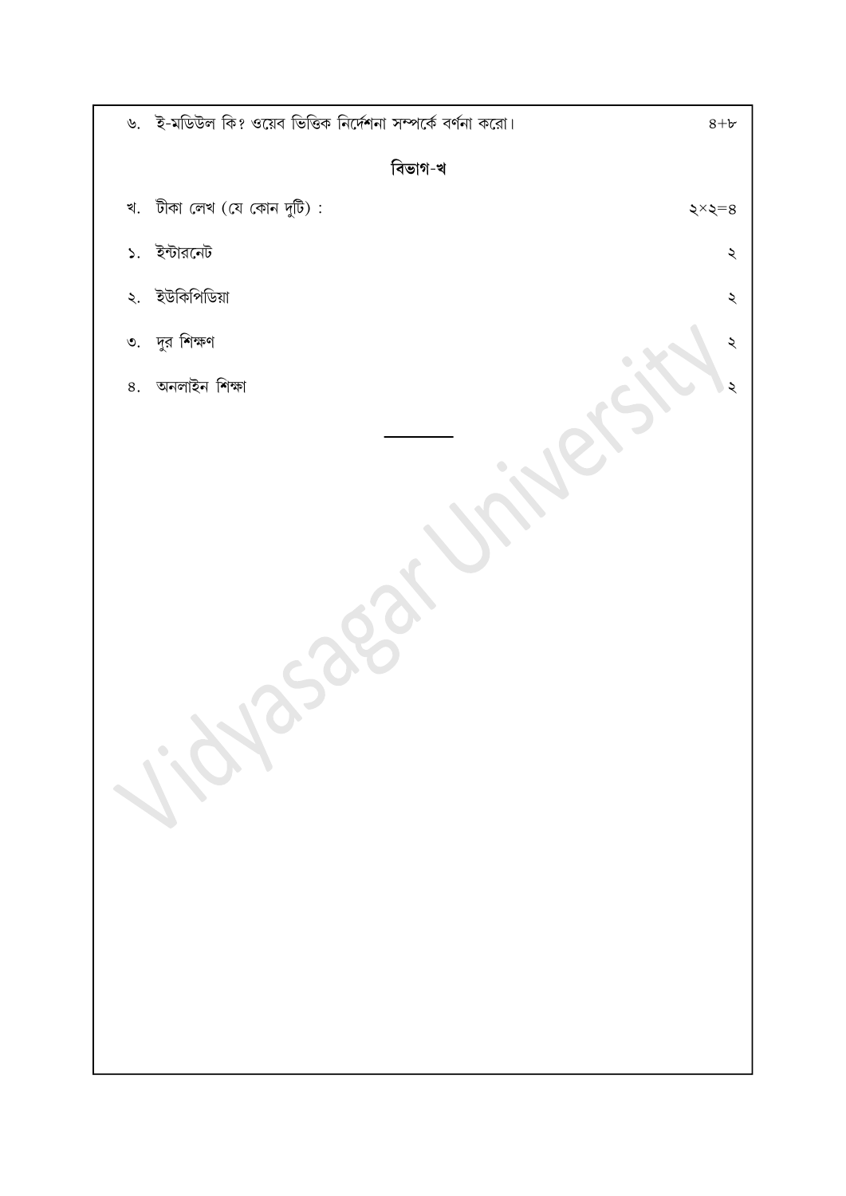৬. ই-মডিউল কি? ওয়েব ভিত্তিক নির্দেশনা সম্পর্কে বর্ণনা করো। ৪+৮

## বিভাগ-খ

খ. টীকা লেখ (যে কোন দুটি) : ২×২=৪

১. ইন্টারনেট ২

২. ইউকিপিডিয়া ২

৩. দুর শিক্ষণ ২

৪. অনলাইন শিক্ষা ২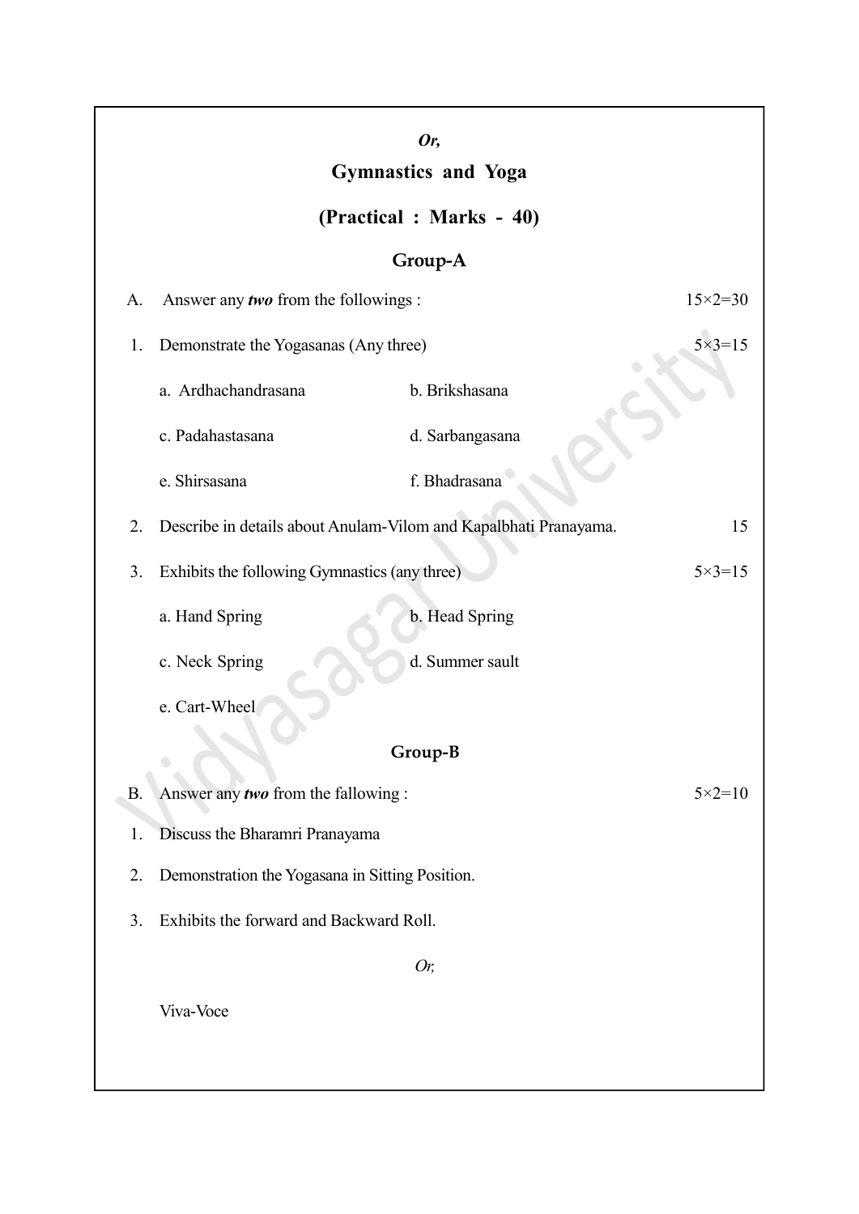*Or,*

## Gymnastics and Yoga

### (Practical : Marks - 40)

### Group-A

A. Answer any ***two*** from the followings : 15×2=30

1. Demonstrate the Yogasanas (Any three) 5×3=15

   a. Ardhachandrasana  b. Brikshasana

   c. Padahastasana  d. Sarbangasana

   e. Shirsasana  f. Bhadrasana

2. Describe in details about Anulam-Vilom and Kapalbhati Pranayama. 15

3. Exhibits the following Gymnastics (any three) 5×3=15

   a. Hand Spring  b. Head Spring

   c. Neck Spring  d. Summer sault

   e. Cart-Wheel

### Group-B

B. Answer any ***two*** from the fallowing : 5×2=10

1. Discuss the Bharamri Pranayama
2. Demonstration the Yogasana in Sitting Position.
3. Exhibits the forward and Backward Roll.

*Or,*

Viva-Voce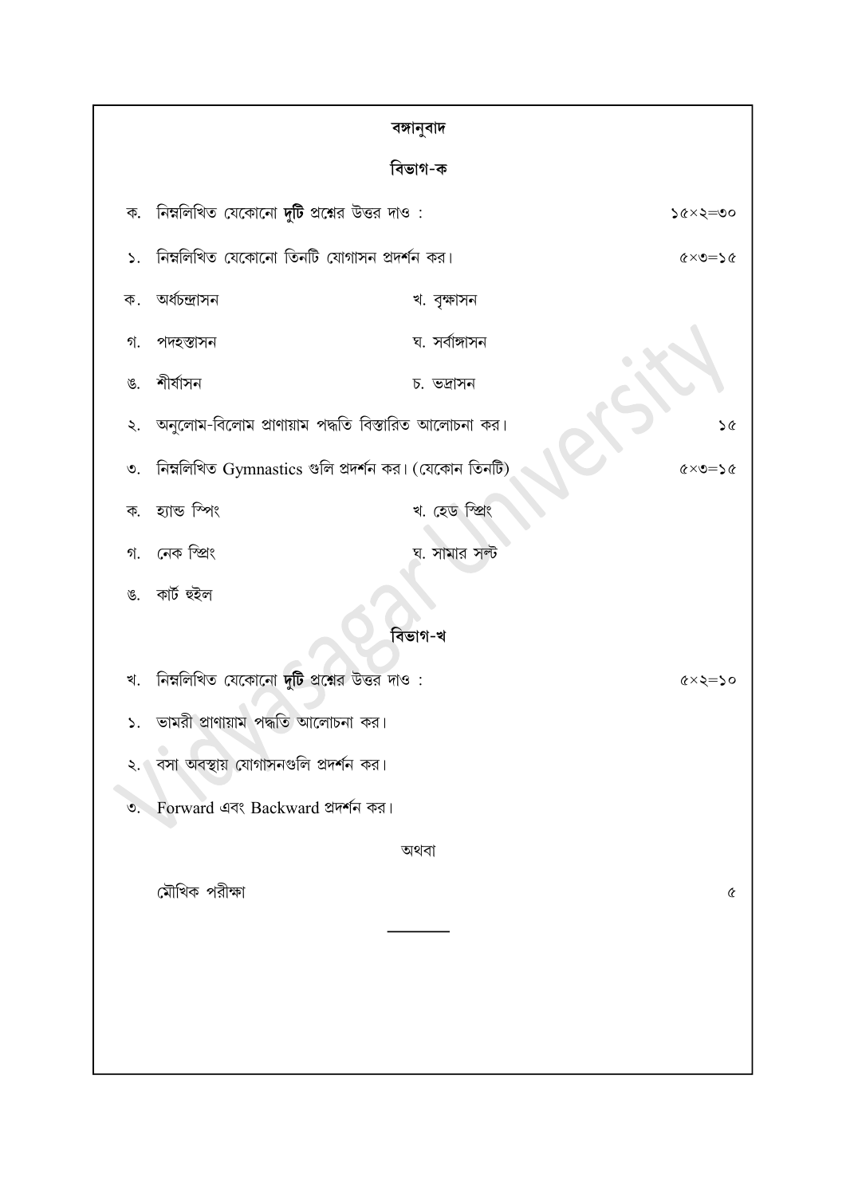# বঙ্গানুবাদ

## বিভাগ-ক

ক. নিম্নলিখিত যেকোনো **দুটি** প্রশ্নের উত্তর দাও : ১৫×২=৩০

১. নিম্নলিখিত যেকোনো তিনটি যোগাসন প্রদর্শন কর। ৫×৩=১৫

ক. অর্ধচন্দ্রাসন    খ. বৃক্ষাসন

গ. পদহস্তাসন    ঘ. সর্বাঙ্গাসন

ঙ. শীর্ষাসন    চ. ভদ্রাসন

২. অনুলোম-বিলোম প্রাণায়াম পদ্ধতি বিস্তারিত আলোচনা কর। ১৫

৩. নিম্নলিখিত Gymnastics গুলি প্রদর্শন কর। (যেকোন তিনটি) ৫×৩=১৫

ক. হ্যান্ড স্পিং    খ. হেড স্প্রিং

গ. নেক স্প্রিং    ঘ. সামার সল্ট

ঙ. কার্ট হুইল

## বিভাগ-খ

খ. নিম্নলিখিত যেকোনো **দুটি** প্রশ্নের উত্তর দাও : ৫×২=১০

১. ভামরী প্রাণায়াম পদ্ধতি আলোচনা কর।

২. বসা অবস্থায় যোগাসনগুলি প্রদর্শন কর।

৩. Forward এবং Backward প্রদর্শন কর।

অথবা

মৌখিক পরীক্ষা ৫